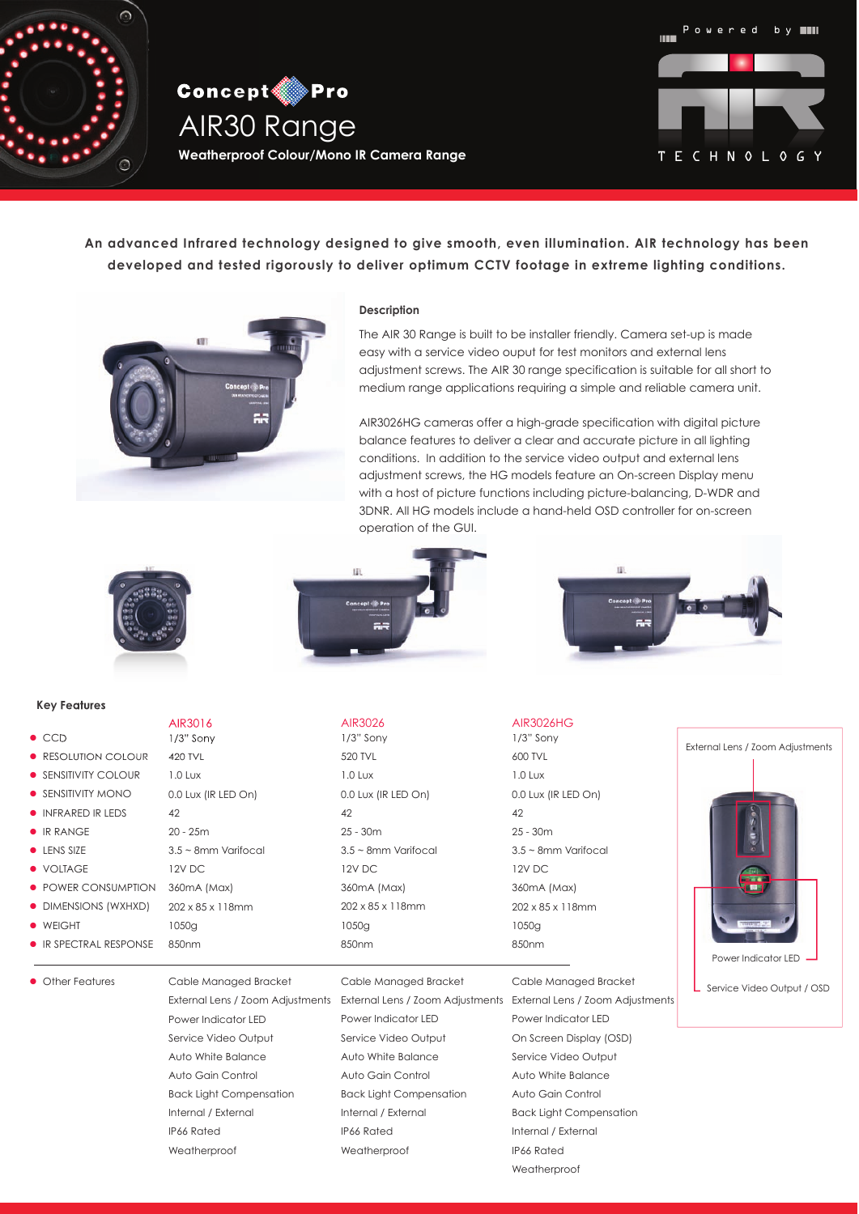# Concept Pro AIR30 Range

**Weatherproof Colour/Mono IR Camera Range**

Powered by AIR TECHNOLOGY

**An advanced Infrared technology designed to give smooth, even illumination. AIR technology has been developed and tested rigorously to deliver optimum CCTV footage in extreme lighting conditions.**

### Description

The AIR 30 Range is built to be installer friendly. Camera set-up is made easy with a service video ouput for test monitors and external lens adjustment screws. The AIR 30 range specification is suitable for all short to medium range applications requiring a simple and reliable camera unit.

AIR3026HG cameras offer a high-grade specification with digital picture balance features to deliver a clear and accurate picture in all lighting conditions. In addition to the service video output and external lens adjustment screws, the HG models feature an On-screen Display menu with a host of picture functions including picture-balancing, D-WDR and 3DNR. All HG models include a hand-held OSD controller for on-screen operation of the GUI.

### Key Features

| | AIR3016 | AIR3026 | AIR3026HG |
|---|---|---|---|
| CCD | 1/3" Sony | 1/3" Sony | 1/3" Sony |
| RESOLUTION COLOUR | 420 TVL | 520 TVL | 600 TVL |
| SENSITIVITY COLOUR | 1.0 Lux | 1.0 Lux | 1.0 Lux |
| SENSITIVITY MONO | 0.0 Lux (IR LED On) | 0.0 Lux (IR LED On) | 0.0 Lux (IR LED On) |
| INFRARED IR LEDS | 42 | 42 | 42 |
| IR RANGE | 20 - 25m | 25 - 30m | 25 - 30m |
| LENS SIZE | 3.5 ~ 8mm Varifocal | 3.5 ~ 8mm Varifocal | 3.5 ~ 8mm Varifocal |
| VOLTAGE | 12V DC | 12V DC | 12V DC |
| POWER CONSUMPTION | 360mA (Max) | 360mA (Max) | 360mA (Max) |
| DIMENSIONS (WXHXD) | 202 x 85 x 118mm | 202 x 85 x 118mm | 202 x 85 x 118mm |
| WEIGHT | 1050g | 1050g | 1050g |
| IR SPECTRAL RESPONSE | 850nm | 850nm | 850nm |
| Other Features | Cable Managed Bracket<br>External Lens / Zoom Adjustments<br>Power Indicator LED<br>Service Video Output<br>Auto White Balance<br>Auto Gain Control<br>Back Light Compensation<br>Internal / External<br>IP66 Rated<br>Weatherproof | Cable Managed Bracket<br>External Lens / Zoom Adjustments<br>Power Indicator LED<br>Service Video Output<br>Auto White Balance<br>Auto Gain Control<br>Back Light Compensation<br>Internal / External<br>IP66 Rated<br>Weatherproof | Cable Managed Bracket<br>External Lens / Zoom Adjustments<br>Power Indicator LED<br>On Screen Display (OSD)<br>Service Video Output<br>Auto White Balance<br>Auto Gain Control<br>Back Light Compensation<br>Internal / External<br>IP66 Rated<br>Weatherproof |

External Lens / Zoom Adjustments

Power Indicator LED

Service Video Output / OSD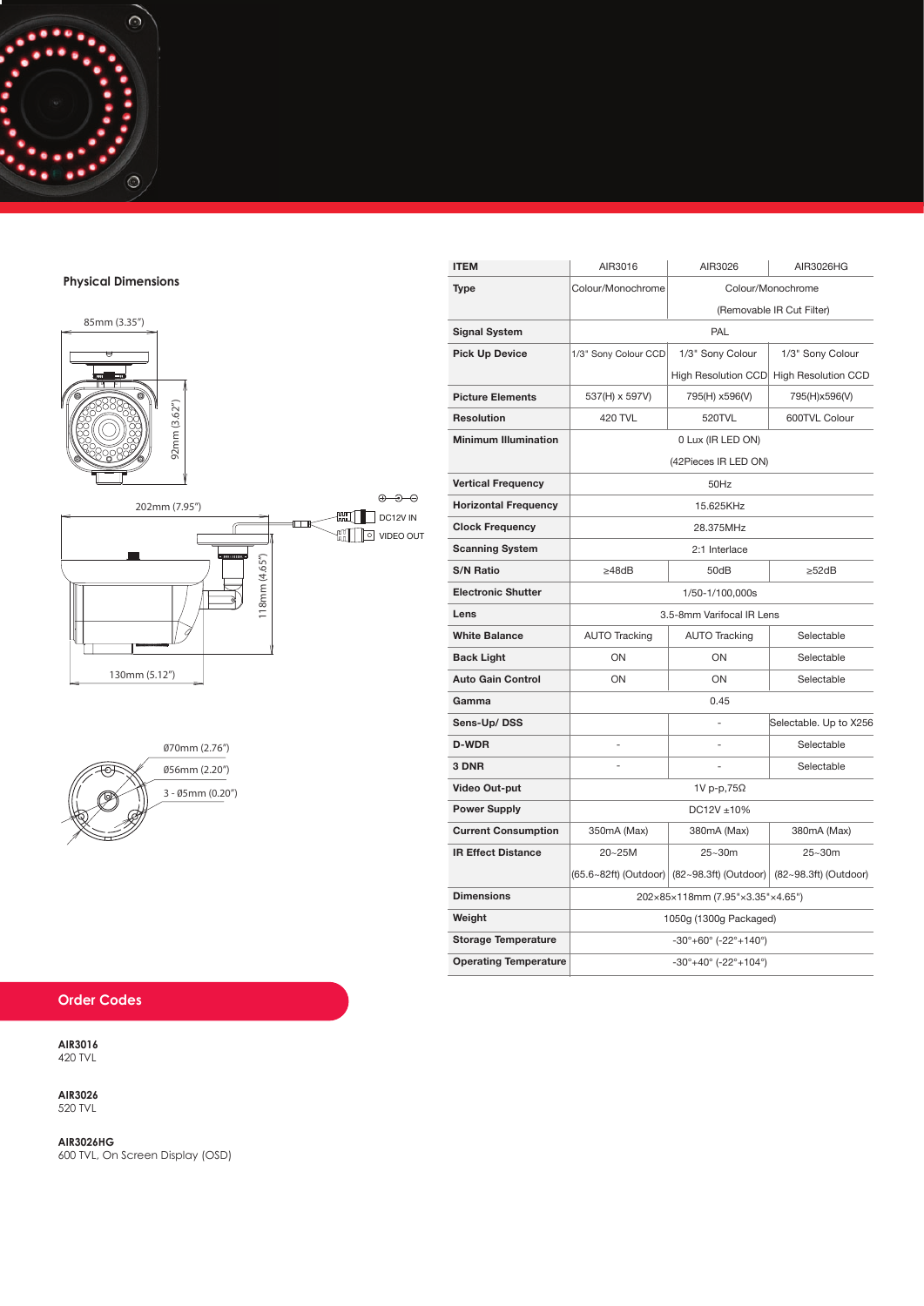## Physical Dimensions

85mm (3.35")

92mm (3.62")

202mm (7.95")

DC12V IN

VIDEO OUT

118mm (4.65")

130mm (5.12")

Ø70mm (2.76")

Ø56mm (2.20")

3 - Ø5mm (0.20")

| ITEM | AIR3016 | AIR3026 | AIR3026HG |
|---|---|---|---|
| Type | Colour/Monochrome | Colour/Monochrome (Removable IR Cut Filter) | |
| Signal System | PAL | | |
| Pick Up Device | 1/3" Sony Colour CCD | 1/3" Sony Colour High Resolution CCD | 1/3" Sony Colour High Resolution CCD |
| Picture Elements | 537(H) x 597V) | 795(H) x596(V) | 795(H)x596(V) |
| Resolution | 420 TVL | 520TVL | 600TVL Colour |
| Minimum Illumination | 0 Lux (IR LED ON) (42Pieces IR LED ON) | | |
| Vertical Frequency | 50Hz | | |
| Horizontal Frequency | 15.625KHz | | |
| Clock Frequency | 28.375MHz | | |
| Scanning System | 2:1 Interlace | | |
| S/N Ratio | ≥48dB | 50dB | ≥52dB |
| Electronic Shutter | 1/50-1/100,000s | | |
| Lens | 3.5-8mm Varifocal IR Lens | | |
| White Balance | AUTO Tracking | AUTO Tracking | Selectable |
| Back Light | ON | ON | Selectable |
| Auto Gain Control | ON | ON | Selectable |
| Gamma | 0.45 | | |
| Sens-Up/ DSS | | - | Selectable. Up to X256 |
| D-WDR | - | - | Selectable |
| 3 DNR | - | - | Selectable |
| Video Out-put | 1V p-p,75Ω | | |
| Power Supply | DC12V ±10% | | |
| Current Consumption | 350mA (Max) | 380mA (Max) | 380mA (Max) |
| IR Effect Distance | 20~25M (65.6~82ft) (Outdoor) | 25~30m (82~98.3ft) (Outdoor) | 25~30m (82~98.3ft) (Outdoor) |
| Dimensions | 202×85×118mm (7.95"×3.35"×4.65") | | |
| Weight | 1050g (1300g Packaged) | | |
| Storage Temperature | -30°+60° (-22°+140°) | | |
| Operating Temperature | -30°+40° (-22°+104°) | | |

## Order Codes

**AIR3016**
420 TVL

**AIR3026**
520 TVL

**AIR3026HG**
600 TVL, On Screen Display (OSD)